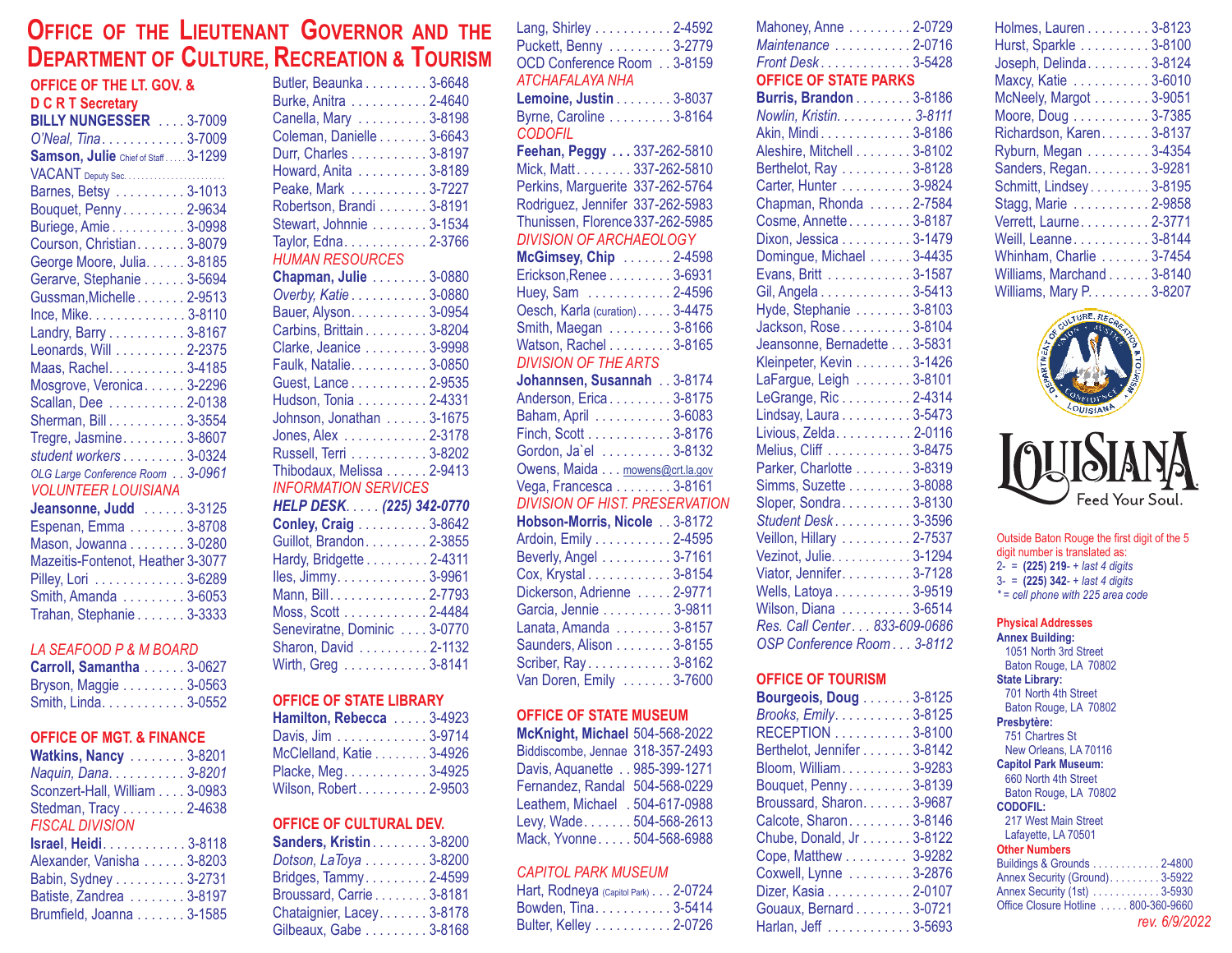# Office of the Lieutenant Governor and the Department of Culture, Recreation & Tourism

## OFFICE OF THE LT. GOV. & D C R T Secretary

**BILLY NUNGESSER** .... 3-7009
*O'Neal, Tina*............ 3-7009
**Samson, Julie** Chief of Staff ..... 3-1299
VACANT Deputy Sec. ......................
Barnes, Betsy .......... 3-1013
Bouquet, Penny......... 2-9634
Buriege, Amie........... 3-0998
Courson, Christian....... 3-8079
George Moore, Julia...... 3-8185
Gerarve, Stephanie ...... 3-5694
Gussman,Michelle ....... 2-9513
Ince, Mike.............. 3-8110
Landry, Barry ........... 3-8167
Leonards, Will .......... 2-2375
Maas, Rachel........... 3-4185
Mosgrove, Veronica...... 3-2296
Scallan, Dee ........... 2-0138
Sherman, Bill ........... 3-3554
Tregre, Jasmine......... 3-8607
*student workers* ......... 3-0324
*OLG Large Conference Room* .. *3-0961*

### VOLUNTEER LOUISIANA

**Jeansonne, Judd** ...... 3-3125
Espenan, Emma ........ 3-8708
Mason, Jowanna ........ 3-0280
Mazeitis-Fontenot, Heather 3-3077
Pilley, Lori ............. 3-6289
Smith, Amanda ......... 3-6053
Trahan, Stephanie ....... 3-3333

### LA SEAFOOD P & M BOARD

**Carroll, Samantha** ...... 3-0627
Bryson, Maggie ......... 3-0563
Smith, Linda............ 3-0552

## OFFICE OF MGT. & FINANCE

**Watkins, Nancy** ........ 3-8201
*Naquin, Dana*........... *3-8201*
Sconzert-Hall, William .... 3-0983
Stedman, Tracy ......... 2-4638

### FISCAL DIVISION

**Israel, Heidi**............ 3-8118
Alexander, Vanisha ...... 3-8203
Babin, Sydney .......... 3-2731
Batiste, Zandrea ........ 3-8197
Brumfield, Joanna ....... 3-1585
Butler, Beaunka......... 3-6648
Burke, Anitra ........... 2-4640
Canella, Mary .......... 3-8198
Coleman, Danielle ....... 3-6643
Durr, Charles ........... 3-8197
Howard, Anita .......... 3-8189
Peake, Mark ........... 3-7227
Robertson, Brandi ....... 3-8191
Stewart, Johnnie ........ 3-1534
Taylor, Edna............ 2-3766

### HUMAN RESOURCES

**Chapman, Julie** ........ 3-0880
*Overby, Katie*........... 3-0880
Bauer, Alyson........... 3-0954
Carbins, Brittain......... 3-8204
Clarke, Jeanice ......... 3-9998
Faulk, Natalie........... 3-0850
Guest, Lance ........... 2-9535
Hudson, Tonia .......... 2-4331
Johnson, Jonathan ...... 3-1675
Jones, Alex ............ 2-3178
Russell, Terri ........... 3-8202
Thibodaux, Melissa ...... 2-9413

### INFORMATION SERVICES

***HELP DESK***..... ***(225) 342-0770***
**Conley, Craig** .......... 3-8642
Guillot, Brandon......... 2-3855
Hardy, Bridgette......... 2-4311
Iles, Jimmy............. 3-9961
Mann, Bill.............. 2-7793
Moss, Scott ............ 2-4484
Seneviratne, Dominic .... 3-0770
Sharon, David .......... 2-1132
Wirth, Greg ............ 3-8141

## OFFICE OF STATE LIBRARY

**Hamilton, Rebecca** ..... 3-4923
Davis, Jim ............. 3-9714
McClelland, Katie ........ 3-4926
Placke, Meg............ 3-4925
Wilson, Robert.......... 2-9503

## OFFICE OF CULTURAL DEV.

**Sanders, Kristin**........ 3-8200
*Dotson, LaToya* ......... 3-8200
Bridges, Tammy......... 2-4599
Broussard, Carrie ........ 3-8181
Chataignier, Lacey....... 3-8178
Gilbeaux, Gabe ......... 3-8168
Lang, Shirley ........... 2-4592
Puckett, Benny ......... 3-2779
OCD Conference Room .. 3-8159

### ATCHAFALAYA NHA

**Lemoine, Justin**........ 3-8037
Byrne, Caroline ......... 3-8164

### CODOFIL

**Feehan, Peggy** ... 337-262-5810
Mick, Matt........ 337-262-5810
Perkins, Marguerite 337-262-5764
Rodriguez, Jennifer 337-262-5983
Thunissen, Florence 337-262-5985

### DIVISION OF ARCHAEOLOGY

**McGimsey, Chip** ....... 2-4598
Erickson,Renee ......... 2-6931
Huey, Sam ............ 2-4596
Oesch, Karla (curation)..... 3-4475
Smith, Maegan ......... 3-8166
Watson, Rachel ......... 3-8165

### DIVISION OF THE ARTS

**Johannsen, Susannah** .. 3-8174
Anderson, Erica......... 3-8175
Baham, April ........... 3-6083
Finch, Scott ............ 3-8176
Gordon, Ja`el .......... 3-8132
Owens, Maida ... mowens@crt.la.gov
Vega, Francesca ........ 3-8161

### DIVISION OF HIST. PRESERVATION

**Hobson-Morris, Nicole** .. 3-8172
Ardoin, Emily ........... 2-4595
Beverly, Angel .......... 3-7161
Cox, Krystal ............ 3-8154
Dickerson, Adrienne ..... 2-9771
Garcia, Jennie .......... 3-9811
Lanata, Amanda ........ 3-8157
Saunders, Alison ........ 3-8155
Scriber, Ray............ 3-8162
Van Doren, Emily ....... 3-7600

## OFFICE OF STATE MUSEUM

**McKnight, Michael** 504-568-2022
Biddiscombe, Jennae 318-357-2493
Davis, Aquanette .. 985-399-1271
Fernandez, Randal 504-568-0229
Leathem, Michael . 504-617-0988
Levy, Wade....... 504-568-2613
Mack, Yvonne..... 504-568-6988

### CAPITOL PARK MUSEUM

Hart, Rodneya (Capitol Park) ... 2-0724
Bowden, Tina........... 3-5414
Bulter, Kelley ........... 2-0726
Mahoney, Anne ......... 2-0729
*Maintenance* ........... 2-0716
*Front Desk*............. 3-5428

## OFFICE OF STATE PARKS

**Burris, Brandon** ........ 3-8186
*Nowlin, Kristin*........... *3-8111*
Akin, Mindi............. 3-8186
Aleshire, Mitchell ........ 3-8102
Berthelot, Ray .......... 3-8128
Carter, Hunter .......... 3-9824
Chapman, Rhonda ...... 2-7584
Cosme, Annette......... 3-8187
Dixon, Jessica .......... 3-1479
Domingue, Michael ...... 3-4435
Evans, Britt ............ 3-1587
Gil, Angela ............. 3-5413
Hyde, Stephanie ........ 3-8103
Jackson, Rose.......... 3-8104
Jeansonne, Bernadette ... 3-5831
Kleinpeter, Kevin ........ 3-1426
LaFargue, Leigh ........ 3-8101
LeGrange, Ric.......... 2-4314
Lindsay, Laura .......... 3-5473
Livious, Zelda........... 2-0116
Melius, Cliff ............ 3-8475
Parker, Charlotte ........ 3-8319
Simms, Suzette ......... 3-8088
Sloper, Sondra.......... 3-8130
*Student Desk*........... 3-3596
Veillon, Hillary .......... 2-7537
Vezinot, Julie............ 3-1294
Viator, Jennifer.......... 3-7128
Wells, Latoya ........... 3-9519
Wilson, Diana .......... 3-6514
*Res. Call Center... 833-609-0686*
*OSP Conference Room... 3-8112*

## OFFICE OF TOURISM

**Bourgeois, Doug** ....... 3-8125
*Brooks, Emily*........... 3-8125
RECEPTION ........... 3-8100
Berthelot, Jennifer ....... 3-8142
Bloom, William.......... 3-9283
Bouquet, Penny......... 3-8139
Broussard, Sharon....... 3-9687
Calcote, Sharon......... 3-8146
Chube, Donald, Jr ....... 3-8122
Cope, Matthew ......... 3-9282
Coxwell, Lynne ......... 3-2876
Dizer, Kasia ............ 2-0107
Gouaux, Bernard ........ 3-0721
Harlan, Jeff ............ 3-5693
Holmes, Lauren ......... 3-8123
Hurst, Sparkle .......... 3-8100
Joseph, Delinda......... 3-8124
Maxcy, Katie ........... 3-6010
McNeely, Margot ........ 3-9051
Moore, Doug ........... 3-7385
Richardson, Karen....... 3-8137
Ryburn, Megan ......... 3-4354
Sanders, Regan......... 3-9281
Schmitt, Lindsey......... 3-8195
Stagg, Marie ........... 2-9858
Verrett, Laurne.......... 2-3771
Weill, Leanne........... 3-8144
Whinham, Charlie ....... 3-7454
Williams, Marchand ...... 3-8140
Williams, Mary P......... 3-8207

Louisiana — Feed Your Soul.

Outside Baton Rouge the first digit of the 5 digit number is translated as:
2- = **(225) 219-** + *last 4 digits*
3- = **(225) 342-** + *last 4 digits*
*\* = cell phone with 225 area code*

**Physical Addresses**

**Annex Building:**
1051 North 3rd Street
Baton Rouge, LA 70802

**State Library:**
701 North 4th Street
Baton Rouge, LA 70802

**Presbytère:**
751 Chartres St
New Orleans, LA 70116

**Capitol Park Museum:**
660 North 4th Street
Baton Rouge, LA 70802

**CODOFIL:**
217 West Main Street
Lafayette, LA 70501

**Other Numbers**

Buildings & Grounds ............ 2-4800
Annex Security (Ground)......... 3-5922
Annex Security (1st) ............ 3-5930
Office Closure Hotline ..... 800-360-9660

*rev. 6/9/2022*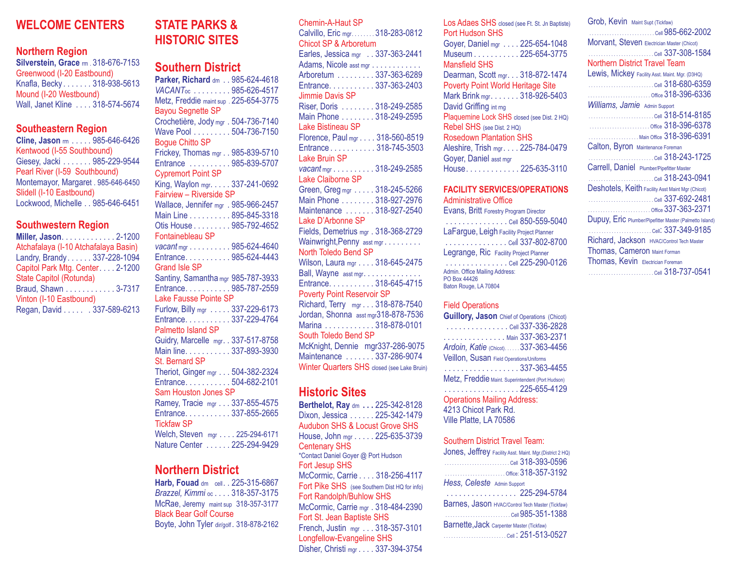# WELCOME CENTERS

## Northern Region

**Silverstein, Grace** rm . 318-676-7153
Greenwood (I-20 Eastbound)
Knafla, Becky . . . . . . . 318-938-5613
Mound (I-20 Westbound)
Wall, Janet Kline . . . . 318-574-5674

## Southeastern Region

**Cline, Jason** rm . . . . . 985-646-6426
Kentwood (I-55 Southbound)
Giesey, Jacki . . . . . . . 985-229-9544
Pearl River (I-59 Southbound)
Montemayor, Margaret . 985-646-6450
Slidell (I-10 Eastbound)
Lockwood, Michelle . . 985-646-6451

## Southwestern Region

**Miller, Jason**. . . . . . . . . . . . . 2-1200
Atchafalaya (I-10 Atchafalaya Basin)
Landry, Brandy . . . . . . 337-228-1094
Capitol Park Mtg. Center . . . . 2-1200
State Capitol (Rotunda)
Braud, Shawn . . . . . . . . . . . . 3-7317
Vinton (I-10 Eastbound)
Regan, David . . . . . . 337-589-6213

# STATE PARKS & HISTORIC SITES

## Southern District

**Parker, Richard** dm . . 985-624-4618
*VACANT* oc . . . . . . . . . 985-626-4517
Metz, Freddie maint sup . 225-654-3775
Bayou Segnette SP
Crochetière, Jody mgr . 504-736-7140
Wave Pool . . . . . . . . . 504-736-7150
Bogue Chitto SP
Frickey, Thomas mgr . . 985-839-5710
Entrance . . . . . . . . . . 985-839-5707
Cypremort Point SP
King, Waylon mgr. . . . . 337-241-0692
Fairview – Riverside SP
Wallace, Jennifer mgr . 985-966-2457
Main Line . . . . . . . . . . 895-845-3318
Otis House . . . . . . . . . 985-792-4652
Fontainebleau SP
*vacant* mgr . . . . . . . . . . 985-624-4640
Entrance. . . . . . . . . . . 985-624-4443
Grand Isle SP
Santiny, Samantha mgr 985-787-3933
Entrance. . . . . . . . . . . 985-787-2559
Lake Fausse Pointe SP
Furlow, Billy mgr . . . . . 337-229-6173
Entrance. . . . . . . . . . . 337-229-4764
Palmetto Island SP
Guidry, Marcelle mgr. . 337-517-8758
Main line. . . . . . . . . . . 337-893-3930
St. Bernard SP
Theriot, Ginger mgr . . . 504-382-2324
Entrance. . . . . . . . . . . 504-682-2101
Sam Houston Jones SP
Ramey, Tracie mgr . . . 337-855-4575
Entrance. . . . . . . . . . . 337-855-2665
Tickfaw SP
Welch, Steven mgr . . . . 225-294-6171
Nature Center . . . . . . 225-294-9429

## Northern District

**Harb, Fouad** dm cell . . 225-315-6867
*Brazzel, Kimmi* oc . . . . 318-357-3175
McRae, Jeremy maint sup 318-357-3177
Black Bear Golf Course
Boyte, John Tyler dir/golf . 318-878-2162
Chemin-A-Haut SP
Calvillo, Eric mgr. . . . . . . . 318-283-0812
Chicot SP & Arboretum
Earles, Jessica mgr . . 337-363-2441
Adams, Nicole asst mgr . . . . . . . . . . . .
Arboretum . . . . . . . . . 337-363-6289
Entrance. . . . . . . . . . . 337-363-2403
Jimmie Davis SP
Riser, Doris . . . . . . . . 318-249-2585
Main Phone . . . . . . . . 318-249-2595
Lake Bistineau SP
Florence, Paul mgr . . . . 318-560-8519
Entrance . . . . . . . . . . . 318-745-3503
Lake Bruin SP
*vacant* mgr . . . . . . . . . . 318-249-2585
Lake Claiborne SP
Green, Greg mgr . . . . . 318-245-5266
Main Phone . . . . . . . . 318-927-2976
Maintenance . . . . . . . 318-927-2540
Lake D'Arbonne SP
Fields, Demetrius mgr . 318-368-2729
Wainwright, Penny asst mgr . . . . . . . . .
North Toledo Bend SP
Wilson, Laura mgr . . . . 318-645-2475
Ball, Wayne asst mgr. . . . . . . . . . . . .
Entrance. . . . . . . . . . . 318-645-4715
Poverty Point Reservoir SP
Richard, Terry mgr . . . 318-878-7540
Jordan, Shonna asst mgr 318-878-7536
Marina . . . . . . . . . . . . 318-878-0101
South Toledo Bend SP
McKnight, Dennie mgr 337-286-9075
Maintenance . . . . . . . 337-286-9074
Winter Quarters SHS closed (see Lake Bruin)

## Historic Sites

**Berthelot, Ray** dm . . . 225-342-8128
Dixon, Jessica . . . . . . 225-342-1479
Audubon SHS & Locust Grove SHS
House, John mgr . . . . . 225-635-3739
Centenary SHS
*Contact Daniel Goyer @ Port Hudson
Fort Jesup SHS
McCormic, Carrie . . . . 318-256-4117
Fort Pike SHS (see Southern Dist HQ for info)
Fort Randolph/Buhlow SHS
McCormic, Carrie mgr . 318-484-2390
Fort St. Jean Baptiste SHS
French, Justin mgr . . . 318-357-3101
Longfellow-Evangeline SHS
Disher, Christi mgr . . . . 337-394-3754
Los Adaes SHS closed (see Ft. St. Jn Baptiste)
Port Hudson SHS
Goyer, Daniel mgr . . . . 225-654-1048
Museum . . . . . . . . . . . 225-654-3775
Mansfield SHS
Dearman, Scott mgr. . . 318-872-1474
Poverty Point World Heritage Site
Mark Brink mgr. . . . . . . 318-926-5403
David Griffing int mg
Plaquemine Lock SHS closed (see Dist. 2 HQ)
Rebel SHS (see Dist. 2 HQ)
Rosedown Plantation SHS
Aleshire, Trish mgr. . . . 225-784-0479
Goyer, Daniel asst mgr
House. . . . . . . . . . . . . 225-635-3110

## FACILITY SERVICES/OPERATIONS

Administrative Office
Evans, Britt Forestry Program Director
. . . . . . . . . . . . . . . . Cell 850-559-5040
LaFargue, Leigh Facility Project Planner
. . . . . . . . . . . . . . . Cell 337-802-8700
Legrange, Ric Facility Project Planner
. . . . . . . . . . . . . . . Cell 225-290-0126
Admin. Office Mailing Address:
PO Box 44426
Baton Rouge, LA 70804

Field Operations
**Guillory, Jason** Chief of Operations (Chicot)
. . . . . . . . . . . . . . . Cell 337-336-2828
. . . . . . . . . . . . . . . Main 337-363-2371
*Ardoin, Katie* (Chicot). . . . . . 337-363-4456
Veillon, Susan Field Operations/Uniforms
. . . . . . . . . . . . . . . . . . 337-363-4455
Metz, Freddie Maint. Superintendent (Port Hudson)
. . . . . . . . . . . . . . . . . . 225-655-4129
Operations Mailing Address:
4213 Chicot Park Rd.
Ville Platte, LA 70586

Southern District Travel Team:
Jones, Jeffrey Facility Asst. Maint. Mgr.(District 2 HQ)
. . . . . . . . . . . . . . . . . . . . . . . . . Cell 318-393-0596
. . . . . . . . . . . . . . . . . . . . . . . . Office: 318-357-3192
*Hess, Celeste* Admin Support
. . . . . . . . . . . . . . . . . 225-294-5784
Barnes, Jason HVAC/Control Tech Master (Tickfaw)
. . . . . . . . . . . . . . . . . . . . . . . . . Cell 985-351-1388
Barnette, Jack Carpenter Master (Tickfaw)
. . . . . . . . . . . . . . . . . . . . . . . . Cell : 251-513-0527
Grob, Kevin Maint Supt (Tickfaw)
. . . . . . . . . . . . . . . . . . . . . . . . . Cell 985-662-2002
Morvant, Steven Electrician Master (Chicot)
. . . . . . . . . . . . . . . . . . . . . . . . . Cell 337-308-1584

Northern District Travel Team
Lewis, Mickey Facility Asst. Maint. Mgr. (D3HQ)
. . . . . . . . . . . . . . . . . . . . . . . . . Cell 318-680-6359
. . . . . . . . . . . . . . . . . . . . . . . . Office 318-396-6336
*Williams, Jamie* Admin Support
. . . . . . . . . . . . . . . . . . . . . . . . . Cell 318-514-8185
. . . . . . . . . . . . . . . . . . . . . . . . Office 318-396-6378
. . . . . . . . . . . . . . . . . . . . Main Office 318-396-6391
Calton, Byron Maintenance Foreman
. . . . . . . . . . . . . . . . . . . . . . . . . Cell 318-243-1725
Carrell, Daniel Plumber/Pipefitter Master
. . . . . . . . . . . . . . . . . . . . . . . . . Cell 318-243-0941
Deshotels, Keith Facility Asst Maint Mgr (Chicot)
. . . . . . . . . . . . . . . . . . . . . . . . . Cell 337-692-2481
. . . . . . . . . . . . . . . . . . . . . . . . Office 337-363-2371
Dupuy, Eric Plumber/Pipefitter Master (Palmetto Island)
. . . . . . . . . . . . . . . . . . . . . . . . . Cell: 337-349-9185
Richard, Jackson HVAC/Control Tech Master
Thomas, Cameron Maint Forman
Thomas, Kevin Electrician Foreman
. . . . . . . . . . . . . . . . . . . . . . . . . Cell 318-737-0541